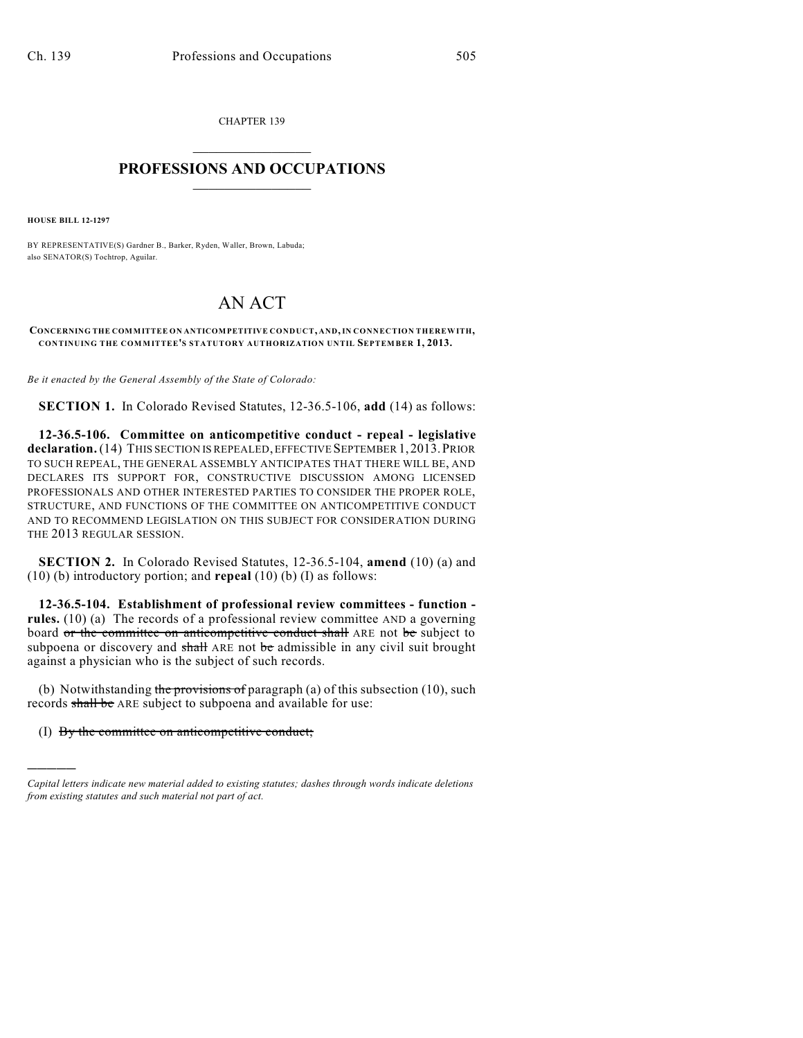CHAPTER 139

# PROFESSIONS AND OCCUPATIONS

**HOUSE BILL 12-1297**

BY REPRESENTATIVE(S) Gardner B., Barker, Ryden, Waller, Brown, Labuda; also SENATOR(S) Tochtrop, Aguilar.

# AN ACT

**CONCERNING THE COMMITTEE ON ANTICOMPETITIVE CONDUCT, AND, IN CONNECTION THEREWITH, CONTINUING THE COMMITTEE'S STATUTORY AUTHORIZATION UNTIL SEPTEMBER 1, 2013.**

*Be it enacted by the General Assembly of the State of Colorado:*

**SECTION 1.** In Colorado Revised Statutes, 12-36.5-106, **add** (14) as follows:

**12-36.5-106. Committee on anticompetitive conduct - repeal - legislative declaration.** (14) THIS SECTION IS REPEALED, EFFECTIVE SEPTEMBER 1, 2013. PRIOR TO SUCH REPEAL, THE GENERAL ASSEMBLY ANTICIPATES THAT THERE WILL BE, AND DECLARES ITS SUPPORT FOR, CONSTRUCTIVE DISCUSSION AMONG LICENSED PROFESSIONALS AND OTHER INTERESTED PARTIES TO CONSIDER THE PROPER ROLE, STRUCTURE, AND FUNCTIONS OF THE COMMITTEE ON ANTICOMPETITIVE CONDUCT AND TO RECOMMEND LEGISLATION ON THIS SUBJECT FOR CONSIDERATION DURING THE 2013 REGULAR SESSION.

**SECTION 2.** In Colorado Revised Statutes, 12-36.5-104, **amend** (10) (a) and (10) (b) introductory portion; and **repeal** (10) (b) (I) as follows:

**12-36.5-104. Establishment of professional review committees - function - rules.** (10) (a) The records of a professional review committee AND a governing board ~~or the committee on anticompetitive conduct shall~~ ARE not ~~be~~ subject to subpoena or discovery and ~~shall~~ ARE not ~~be~~ admissible in any civil suit brought against a physician who is the subject of such records.

(b) Notwithstanding ~~the provisions of~~ paragraph (a) of this subsection (10), such records ~~shall be~~ ARE subject to subpoena and available for use:

(I) ~~By the committee on anticompetitive conduct;~~

---

*Capital letters indicate new material added to existing statutes; dashes through words indicate deletions from existing statutes and such material not part of act.*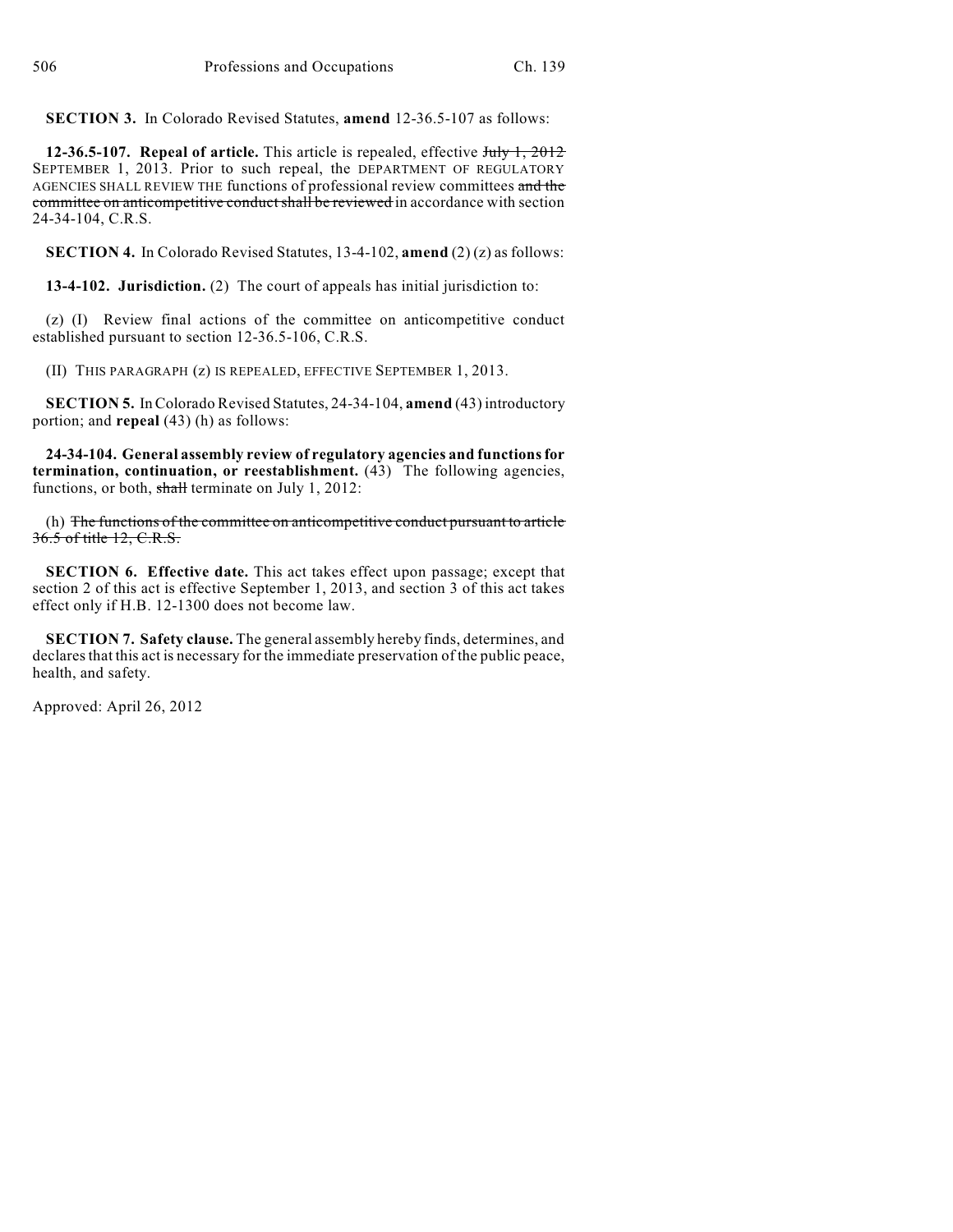**SECTION 3.** In Colorado Revised Statutes, **amend** 12-36.5-107 as follows:

**12-36.5-107. Repeal of article.** This article is repealed, effective ~~July 1, 2012~~ SEPTEMBER 1, 2013. Prior to such repeal, the DEPARTMENT OF REGULATORY AGENCIES SHALL REVIEW THE functions of professional review committees ~~and the committee on anticompetitive conduct shall be reviewed~~ in accordance with section 24-34-104, C.R.S.

**SECTION 4.** In Colorado Revised Statutes, 13-4-102, **amend** (2) (z) as follows:

**13-4-102. Jurisdiction.** (2) The court of appeals has initial jurisdiction to:

(z) (I) Review final actions of the committee on anticompetitive conduct established pursuant to section 12-36.5-106, C.R.S.

(II) THIS PARAGRAPH (z) IS REPEALED, EFFECTIVE SEPTEMBER 1, 2013.

**SECTION 5.** In Colorado Revised Statutes, 24-34-104, **amend** (43) introductory portion; and **repeal** (43) (h) as follows:

**24-34-104. General assembly review of regulatory agencies and functions for termination, continuation, or reestablishment.** (43) The following agencies, functions, or both, ~~shall~~ terminate on July 1, 2012:

(h) ~~The functions of the committee on anticompetitive conduct pursuant to article 36.5 of title 12, C.R.S.~~

**SECTION 6. Effective date.** This act takes effect upon passage; except that section 2 of this act is effective September 1, 2013, and section 3 of this act takes effect only if H.B. 12-1300 does not become law.

**SECTION 7. Safety clause.** The general assembly hereby finds, determines, and declares that this act is necessary for the immediate preservation of the public peace, health, and safety.

Approved: April 26, 2012